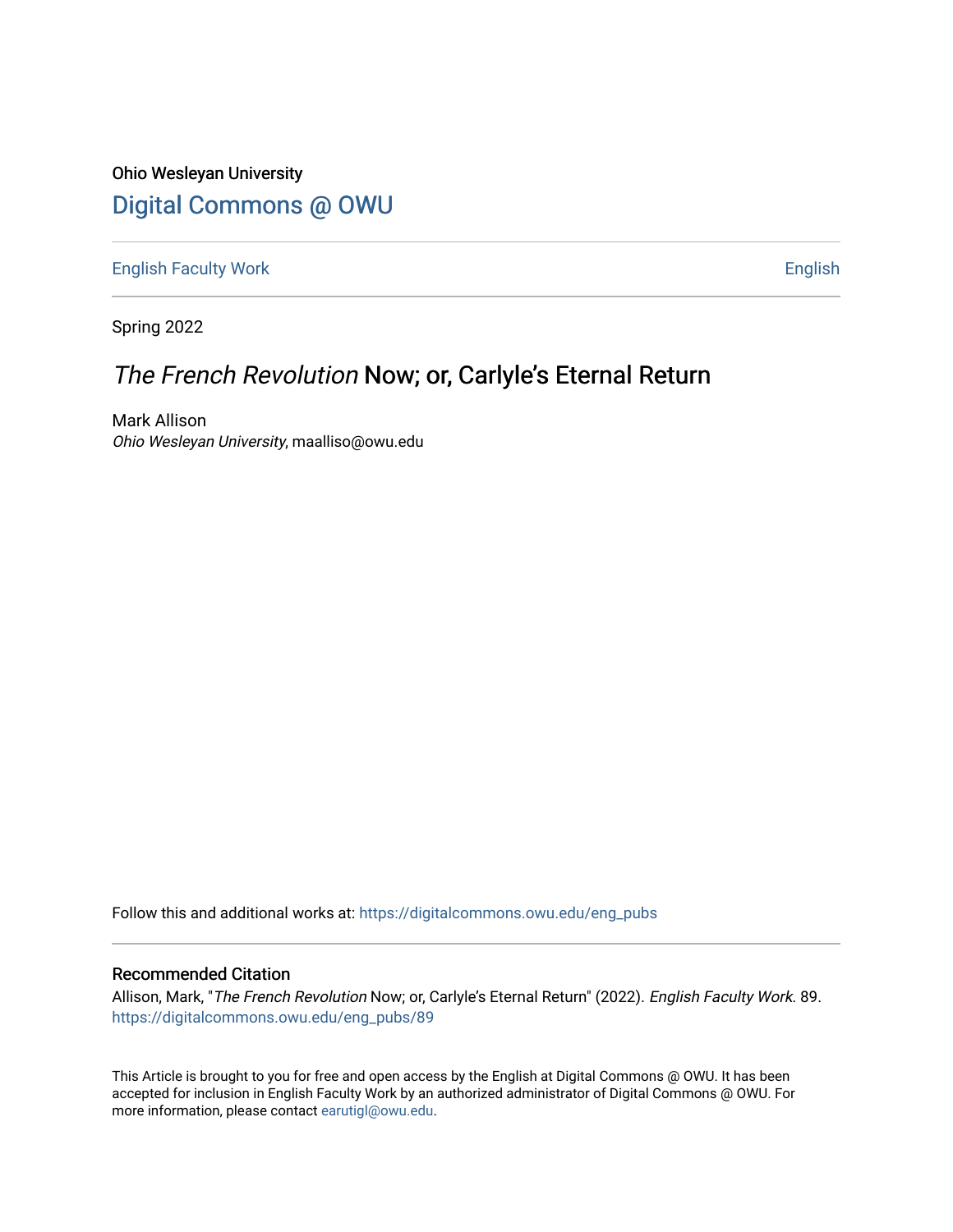Ohio Wesleyan University

# Digital Commons @ OWU

English Faculty Work | English

Spring 2022

## *The French Revolution* Now; or, Carlyle's Eternal Return

Mark Allison
*Ohio Wesleyan University*, maalliso@owu.edu

Follow this and additional works at: https://digitalcommons.owu.edu/eng_pubs

### Recommended Citation

Allison, Mark, "*The French Revolution* Now; or, Carlyle's Eternal Return" (2022). *English Faculty Work*. 89.
https://digitalcommons.owu.edu/eng_pubs/89

This Article is brought to you for free and open access by the English at Digital Commons @ OWU. It has been accepted for inclusion in English Faculty Work by an authorized administrator of Digital Commons @ OWU. For more information, please contact earutigl@owu.edu.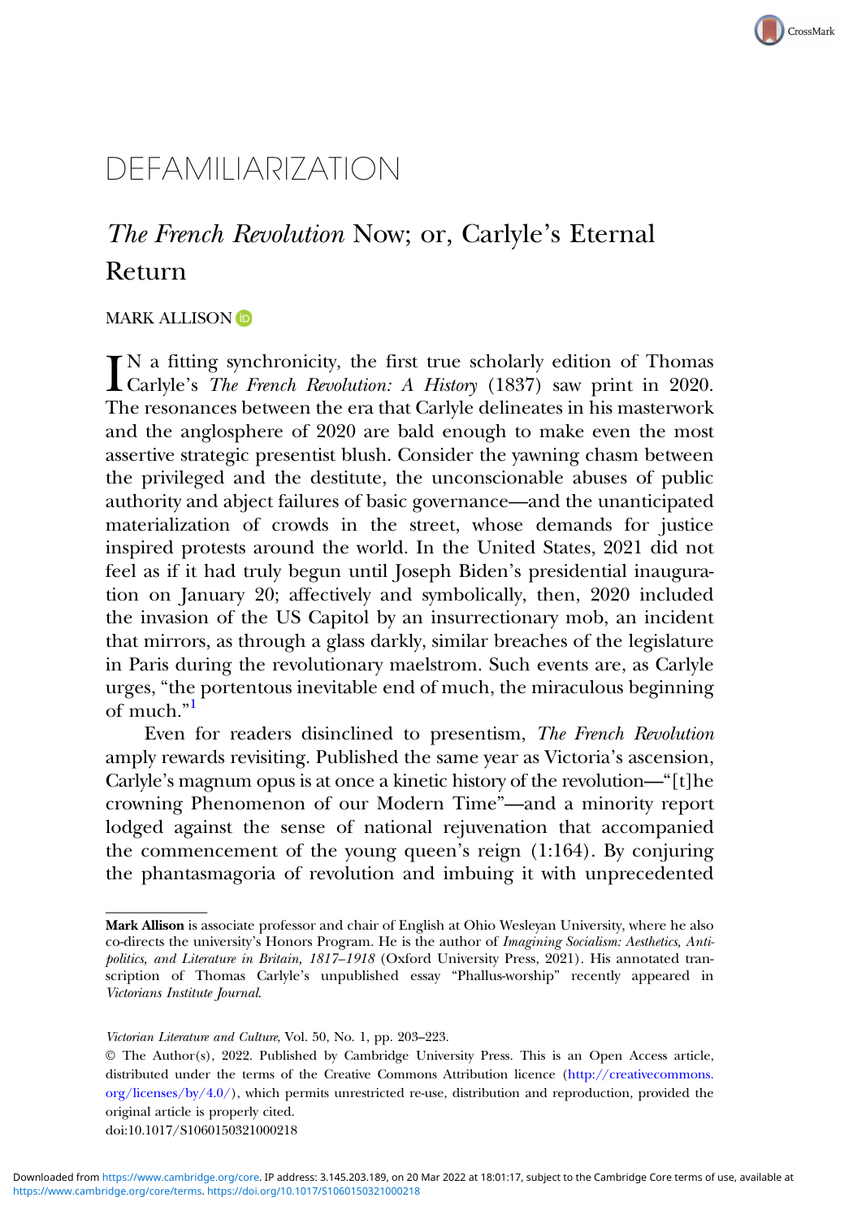# DEFAMILIARIZATION

## *The French Revolution* Now; or, Carlyle's Eternal Return

MARK ALLISON

IN a fitting synchronicity, the first true scholarly edition of Thomas Carlyle's *The French Revolution: A History* (1837) saw print in 2020. The resonances between the era that Carlyle delineates in his masterwork and the anglosphere of 2020 are bald enough to make even the most assertive strategic presentist blush. Consider the yawning chasm between the privileged and the destitute, the unconscionable abuses of public authority and abject failures of basic governance—and the unanticipated materialization of crowds in the street, whose demands for justice inspired protests around the world. In the United States, 2021 did not feel as if it had truly begun until Joseph Biden's presidential inauguration on January 20; affectively and symbolically, then, 2020 included the invasion of the US Capitol by an insurrectionary mob, an incident that mirrors, as through a glass darkly, similar breaches of the legislature in Paris during the revolutionary maelstrom. Such events are, as Carlyle urges, "the portentous inevitable end of much, the miraculous beginning of much."[1]

Even for readers disinclined to presentism, *The French Revolution* amply rewards revisiting. Published the same year as Victoria's ascension, Carlyle's magnum opus is at once a kinetic history of the revolution—"[t]he crowning Phenomenon of our Modern Time"—and a minority report lodged against the sense of national rejuvenation that accompanied the commencement of the young queen's reign (1:164). By conjuring the phantasmagoria of revolution and imbuing it with unprecedented

---

**Mark Allison** is associate professor and chair of English at Ohio Wesleyan University, where he also co-directs the university's Honors Program. He is the author of *Imagining Socialism: Aesthetics, Anti-politics, and Literature in Britain, 1817–1918* (Oxford University Press, 2021). His annotated transcription of Thomas Carlyle's unpublished essay "Phallus-worship" recently appeared in *Victorians Institute Journal*.

© The Author(s), 2022. Published by Cambridge University Press. This is an Open Access article, distributed under the terms of the Creative Commons Attribution licence (http://creativecommons.org/licenses/by/4.0/), which permits unrestricted re-use, distribution and reproduction, provided the original article is properly cited.
doi:10.1017/S1060150321000218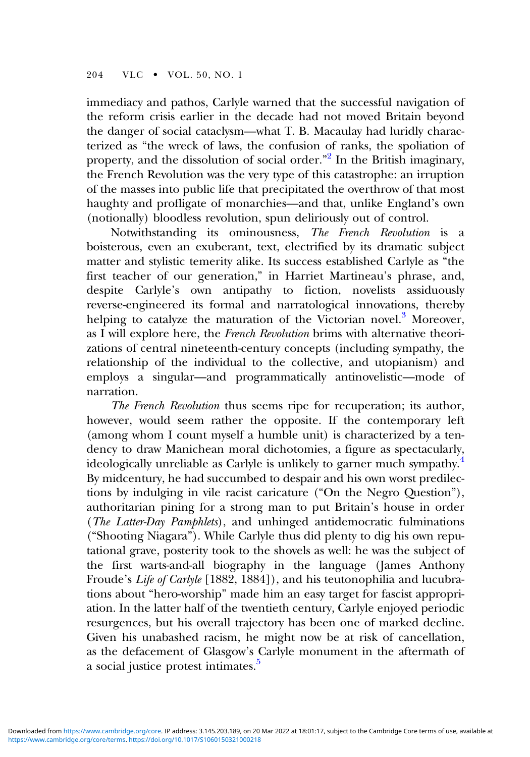immediacy and pathos, Carlyle warned that the successful navigation of the reform crisis earlier in the decade had not moved Britain beyond the danger of social cataclysm—what T. B. Macaulay had luridly characterized as "the wreck of laws, the confusion of ranks, the spoliation of property, and the dissolution of social order."[2] In the British imaginary, the French Revolution was the very type of this catastrophe: an irruption of the masses into public life that precipitated the overthrow of that most haughty and profligate of monarchies—and that, unlike England's own (notionally) bloodless revolution, spun deliriously out of control.

Notwithstanding its ominousness, *The French Revolution* is a boisterous, even an exuberant, text, electrified by its dramatic subject matter and stylistic temerity alike. Its success established Carlyle as "the first teacher of our generation," in Harriet Martineau's phrase, and, despite Carlyle's own antipathy to fiction, novelists assiduously reverse-engineered its formal and narratological innovations, thereby helping to catalyze the maturation of the Victorian novel.[3] Moreover, as I will explore here, the *French Revolution* brims with alternative theorizations of central nineteenth-century concepts (including sympathy, the relationship of the individual to the collective, and utopianism) and employs a singular—and programmatically antinovelistic—mode of narration.

*The French Revolution* thus seems ripe for recuperation; its author, however, would seem rather the opposite. If the contemporary left (among whom I count myself a humble unit) is characterized by a tendency to draw Manichean moral dichotomies, a figure as spectacularly, ideologically unreliable as Carlyle is unlikely to garner much sympathy.[4] By midcentury, he had succumbed to despair and his own worst predilections by indulging in vile racist caricature ("On the Negro Question"), authoritarian pining for a strong man to put Britain's house in order (*The Latter-Day Pamphlets*), and unhinged antidemocratic fulminations ("Shooting Niagara"). While Carlyle thus did plenty to dig his own reputational grave, posterity took to the shovels as well: he was the subject of the first warts-and-all biography in the language (James Anthony Froude's *Life of Carlyle* [1882, 1884]), and his teutonophilia and lucubrations about "hero-worship" made him an easy target for fascist appropriation. In the latter half of the twentieth century, Carlyle enjoyed periodic resurgences, but his overall trajectory has been one of marked decline. Given his unabashed racism, he might now be at risk of cancellation, as the defacement of Glasgow's Carlyle monument in the aftermath of a social justice protest intimates.[5]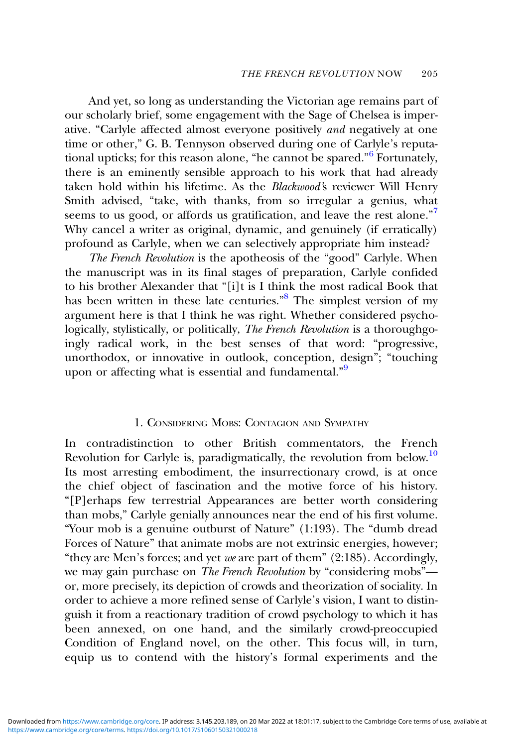And yet, so long as understanding the Victorian age remains part of our scholarly brief, some engagement with the Sage of Chelsea is imperative. "Carlyle affected almost everyone positively *and* negatively at one time or other," G. B. Tennyson observed during one of Carlyle's reputational upticks; for this reason alone, "he cannot be spared."[6] Fortunately, there is an eminently sensible approach to his work that had already taken hold within his lifetime. As the *Blackwood's* reviewer Will Henry Smith advised, "take, with thanks, from so irregular a genius, what seems to us good, or affords us gratification, and leave the rest alone."[7] Why cancel a writer as original, dynamic, and genuinely (if erratically) profound as Carlyle, when we can selectively appropriate him instead?

*The French Revolution* is the apotheosis of the "good" Carlyle. When the manuscript was in its final stages of preparation, Carlyle confided to his brother Alexander that "[i]t is I think the most radical Book that has been written in these late centuries."[8] The simplest version of my argument here is that I think he was right. Whether considered psychologically, stylistically, or politically, *The French Revolution* is a thoroughgoingly radical work, in the best senses of that word: "progressive, unorthodox, or innovative in outlook, conception, design"; "touching upon or affecting what is essential and fundamental."[9]

## 1. Considering Mobs: Contagion and Sympathy

In contradistinction to other British commentators, the French Revolution for Carlyle is, paradigmatically, the revolution from below.[10] Its most arresting embodiment, the insurrectionary crowd, is at once the chief object of fascination and the motive force of his history. "[P]erhaps few terrestrial Appearances are better worth considering than mobs," Carlyle genially announces near the end of his first volume. "Your mob is a genuine outburst of Nature" (1:193). The "dumb dread Forces of Nature" that animate mobs are not extrinsic energies, however; "they are Men's forces; and yet *we* are part of them" (2:185). Accordingly, we may gain purchase on *The French Revolution* by "considering mobs"—or, more precisely, its depiction of crowds and theorization of sociality. In order to achieve a more refined sense of Carlyle's vision, I want to distinguish it from a reactionary tradition of crowd psychology to which it has been annexed, on one hand, and the similarly crowd-preoccupied Condition of England novel, on the other. This focus will, in turn, equip us to contend with the history's formal experiments and the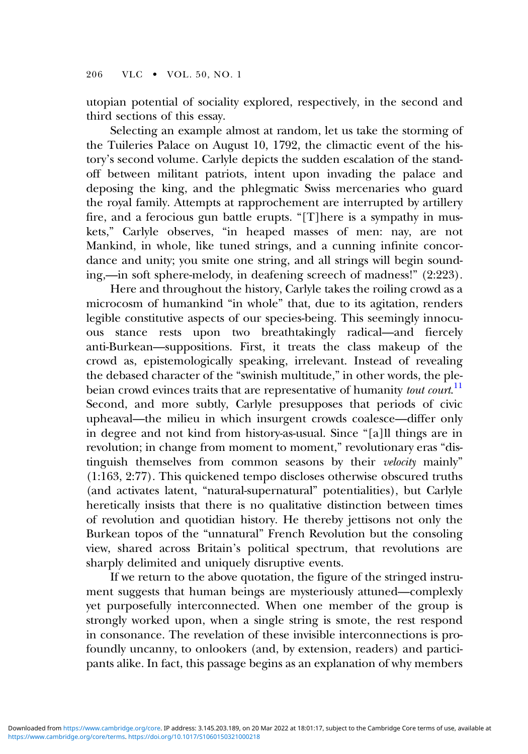utopian potential of sociality explored, respectively, in the second and third sections of this essay.

Selecting an example almost at random, let us take the storming of the Tuileries Palace on August 10, 1792, the climactic event of the history's second volume. Carlyle depicts the sudden escalation of the standoff between militant patriots, intent upon invading the palace and deposing the king, and the phlegmatic Swiss mercenaries who guard the royal family. Attempts at rapprochement are interrupted by artillery fire, and a ferocious gun battle erupts. "[T]here is a sympathy in muskets," Carlyle observes, "in heaped masses of men: nay, are not Mankind, in whole, like tuned strings, and a cunning infinite concordance and unity; you smite one string, and all strings will begin sounding,—in soft sphere-melody, in deafening screech of madness!" (2:223).

Here and throughout the history, Carlyle takes the roiling crowd as a microcosm of humankind "in whole" that, due to its agitation, renders legible constitutive aspects of our species-being. This seemingly innocuous stance rests upon two breathtakingly radical—and fiercely anti-Burkean—suppositions. First, it treats the class makeup of the crowd as, epistemologically speaking, irrelevant. Instead of revealing the debased character of the "swinish multitude," in other words, the plebeian crowd evinces traits that are representative of humanity *tout court*.[11] Second, and more subtly, Carlyle presupposes that periods of civic upheaval—the milieu in which insurgent crowds coalesce—differ only in degree and not kind from history-as-usual. Since "[a]ll things are in revolution; in change from moment to moment," revolutionary eras "distinguish themselves from common seasons by their *velocity* mainly" (1:163, 2:77). This quickened tempo discloses otherwise obscured truths (and activates latent, "natural-supernatural" potentialities), but Carlyle heretically insists that there is no qualitative distinction between times of revolution and quotidian history. He thereby jettisons not only the Burkean topos of the "unnatural" French Revolution but the consoling view, shared across Britain's political spectrum, that revolutions are sharply delimited and uniquely disruptive events.

If we return to the above quotation, the figure of the stringed instrument suggests that human beings are mysteriously attuned—complexly yet purposefully interconnected. When one member of the group is strongly worked upon, when a single string is smote, the rest respond in consonance. The revelation of these invisible interconnections is profoundly uncanny, to onlookers (and, by extension, readers) and participants alike. In fact, this passage begins as an explanation of why members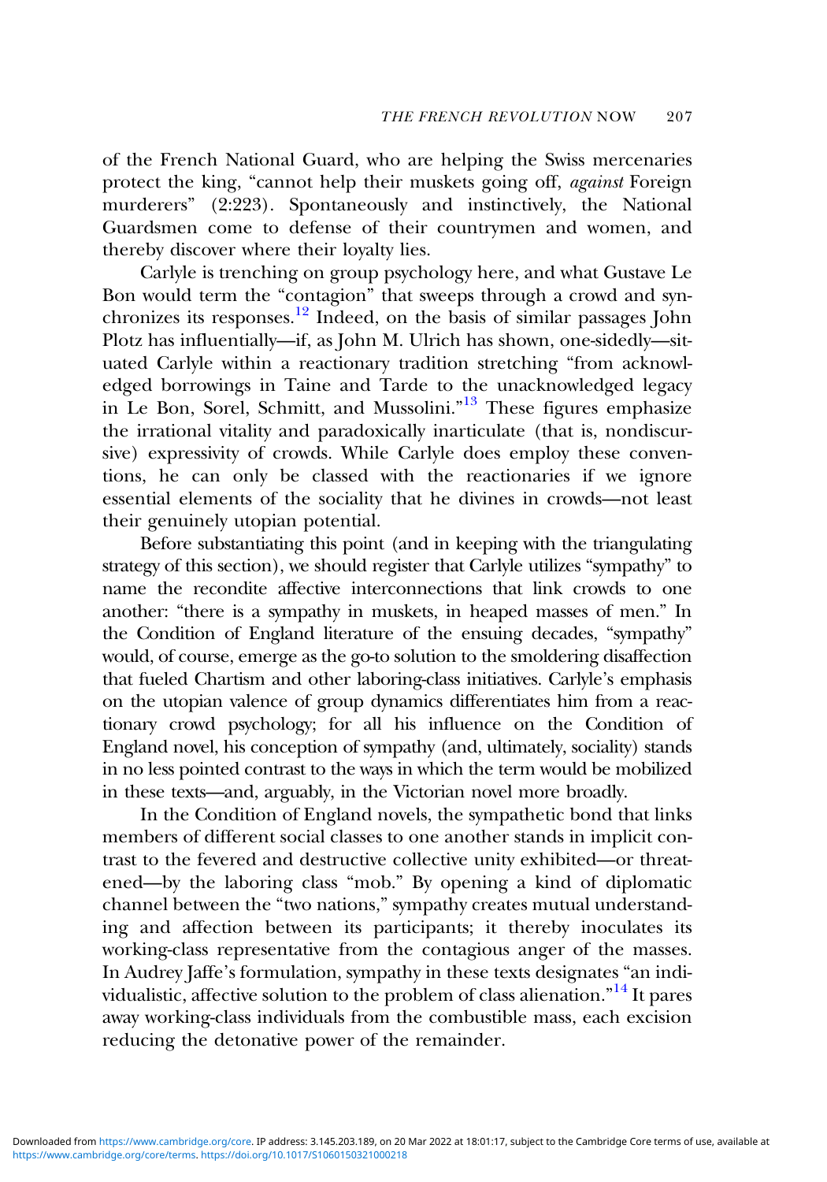of the French National Guard, who are helping the Swiss mercenaries protect the king, "cannot help their muskets going off, *against* Foreign murderers" (2:223). Spontaneously and instinctively, the National Guardsmen come to defense of their countrymen and women, and thereby discover where their loyalty lies.

Carlyle is trenching on group psychology here, and what Gustave Le Bon would term the "contagion" that sweeps through a crowd and synchronizes its responses.[12] Indeed, on the basis of similar passages John Plotz has influentially—if, as John M. Ulrich has shown, one-sidedly—situated Carlyle within a reactionary tradition stretching "from acknowledged borrowings in Taine and Tarde to the unacknowledged legacy in Le Bon, Sorel, Schmitt, and Mussolini."[13] These figures emphasize the irrational vitality and paradoxically inarticulate (that is, nondiscursive) expressivity of crowds. While Carlyle does employ these conventions, he can only be classed with the reactionaries if we ignore essential elements of the sociality that he divines in crowds—not least their genuinely utopian potential.

Before substantiating this point (and in keeping with the triangulating strategy of this section), we should register that Carlyle utilizes "sympathy" to name the recondite affective interconnections that link crowds to one another: "there is a sympathy in muskets, in heaped masses of men." In the Condition of England literature of the ensuing decades, "sympathy" would, of course, emerge as the go-to solution to the smoldering disaffection that fueled Chartism and other laboring-class initiatives. Carlyle's emphasis on the utopian valence of group dynamics differentiates him from a reactionary crowd psychology; for all his influence on the Condition of England novel, his conception of sympathy (and, ultimately, sociality) stands in no less pointed contrast to the ways in which the term would be mobilized in these texts—and, arguably, in the Victorian novel more broadly.

In the Condition of England novels, the sympathetic bond that links members of different social classes to one another stands in implicit contrast to the fevered and destructive collective unity exhibited—or threatened—by the laboring class "mob." By opening a kind of diplomatic channel between the "two nations," sympathy creates mutual understanding and affection between its participants; it thereby inoculates its working-class representative from the contagious anger of the masses. In Audrey Jaffe's formulation, sympathy in these texts designates "an individualistic, affective solution to the problem of class alienation."[14] It pares away working-class individuals from the combustible mass, each excision reducing the detonative power of the remainder.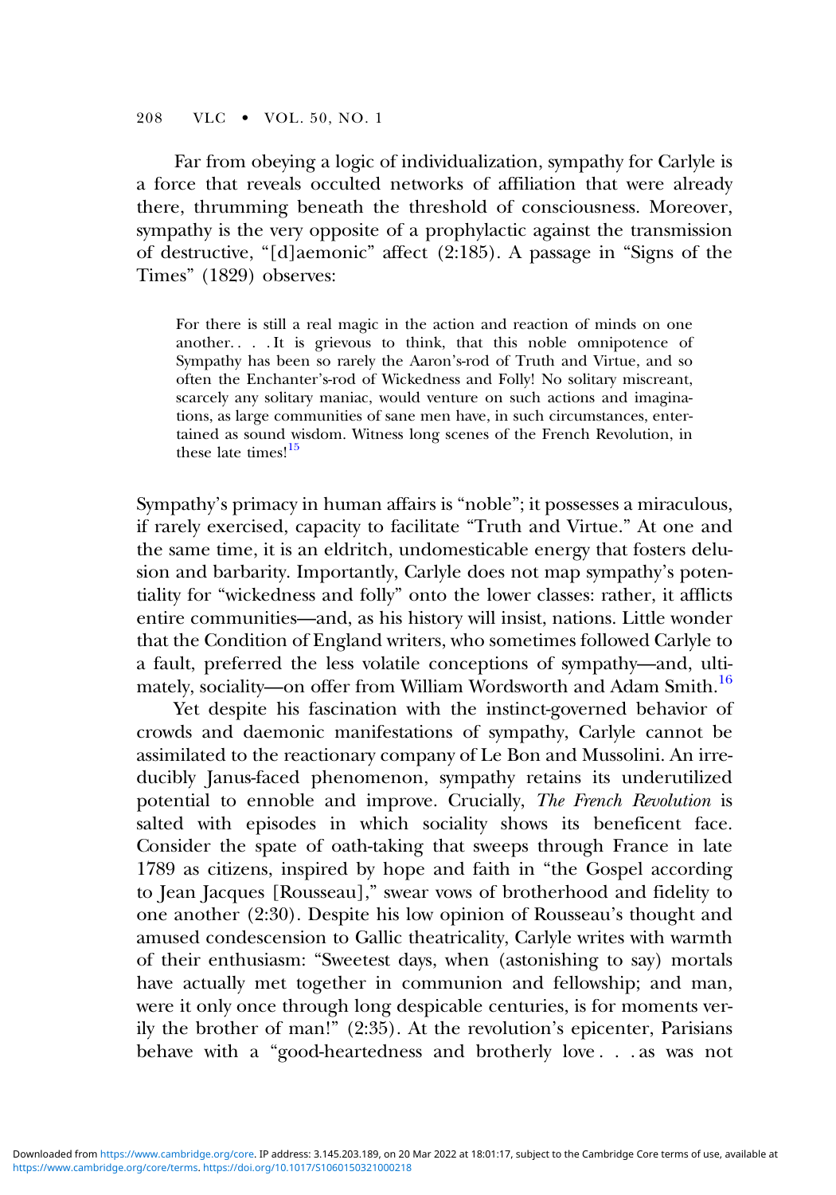Far from obeying a logic of individualization, sympathy for Carlyle is a force that reveals occulted networks of affiliation that were already there, thrumming beneath the threshold of consciousness. Moreover, sympathy is the very opposite of a prophylactic against the transmission of destructive, "[d]aemonic" affect (2:185). A passage in "Signs of the Times" (1829) observes:

> For there is still a real magic in the action and reaction of minds on one another. . . . It is grievous to think, that this noble omnipotence of Sympathy has been so rarely the Aaron's-rod of Truth and Virtue, and so often the Enchanter's-rod of Wickedness and Folly! No solitary miscreant, scarcely any solitary maniac, would venture on such actions and imaginations, as large communities of sane men have, in such circumstances, entertained as sound wisdom. Witness long scenes of the French Revolution, in these late times![15]

Sympathy's primacy in human affairs is "noble"; it possesses a miraculous, if rarely exercised, capacity to facilitate "Truth and Virtue." At one and the same time, it is an eldritch, undomesticable energy that fosters delusion and barbarity. Importantly, Carlyle does not map sympathy's potentiality for "wickedness and folly" onto the lower classes: rather, it afflicts entire communities—and, as his history will insist, nations. Little wonder that the Condition of England writers, who sometimes followed Carlyle to a fault, preferred the less volatile conceptions of sympathy—and, ultimately, sociality—on offer from William Wordsworth and Adam Smith.[16]

Yet despite his fascination with the instinct-governed behavior of crowds and daemonic manifestations of sympathy, Carlyle cannot be assimilated to the reactionary company of Le Bon and Mussolini. An irreducibly Janus-faced phenomenon, sympathy retains its underutilized potential to ennoble and improve. Crucially, *The French Revolution* is salted with episodes in which sociality shows its beneficent face. Consider the spate of oath-taking that sweeps through France in late 1789 as citizens, inspired by hope and faith in "the Gospel according to Jean Jacques [Rousseau]," swear vows of brotherhood and fidelity to one another (2:30). Despite his low opinion of Rousseau's thought and amused condescension to Gallic theatricality, Carlyle writes with warmth of their enthusiasm: "Sweetest days, when (astonishing to say) mortals have actually met together in communion and fellowship; and man, were it only once through long despicable centuries, is for moments verily the brother of man!" (2:35). At the revolution's epicenter, Parisians behave with a "good-heartedness and brotherly love . . . as was not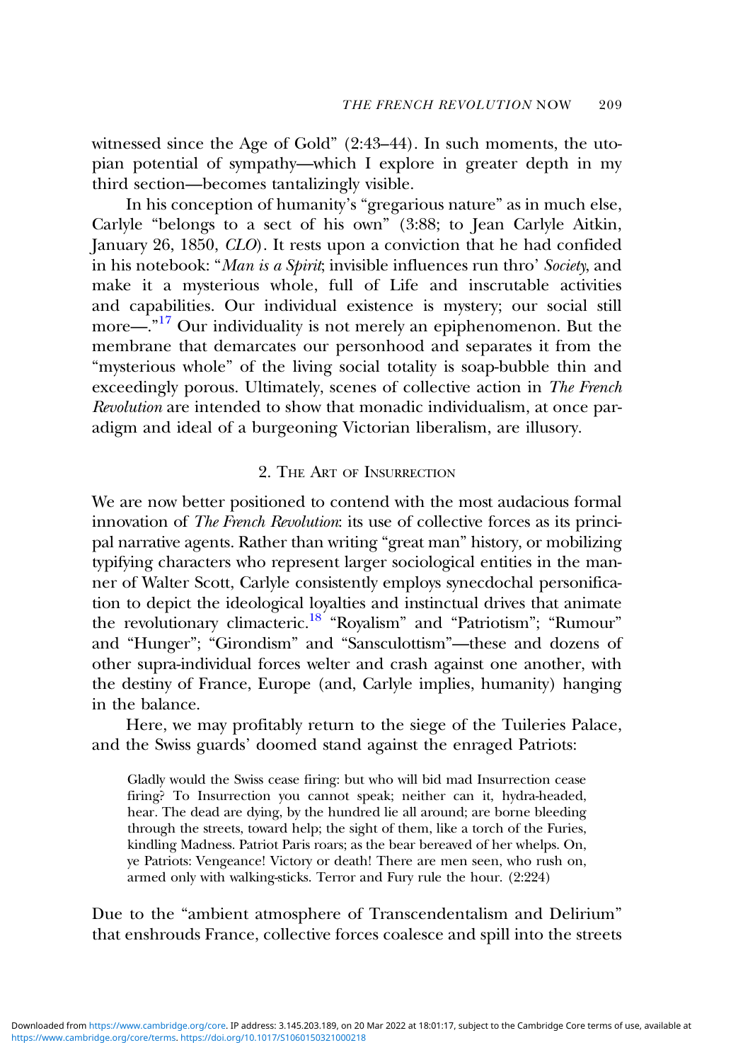witnessed since the Age of Gold" (2:43–44). In such moments, the utopian potential of sympathy—which I explore in greater depth in my third section—becomes tantalizingly visible.

In his conception of humanity's "gregarious nature" as in much else, Carlyle "belongs to a sect of his own" (3:88; to Jean Carlyle Aitkin, January 26, 1850, *CLO*). It rests upon a conviction that he had confided in his notebook: "*Man is a Spirit*; invisible influences run thro' *Society*, and make it a mysterious whole, full of Life and inscrutable activities and capabilities. Our individual existence is mystery; our social still more—."[17] Our individuality is not merely an epiphenomenon. But the membrane that demarcates our personhood and separates it from the "mysterious whole" of the living social totality is soap-bubble thin and exceedingly porous. Ultimately, scenes of collective action in *The French Revolution* are intended to show that monadic individualism, at once paradigm and ideal of a burgeoning Victorian liberalism, are illusory.

## 2. The Art of Insurrection

We are now better positioned to contend with the most audacious formal innovation of *The French Revolution*: its use of collective forces as its principal narrative agents. Rather than writing "great man" history, or mobilizing typifying characters who represent larger sociological entities in the manner of Walter Scott, Carlyle consistently employs synecdochal personification to depict the ideological loyalties and instinctual drives that animate the revolutionary climacteric.[18] "Royalism" and "Patriotism"; "Rumour" and "Hunger"; "Girondism" and "Sansculottism"—these and dozens of other supra-individual forces welter and crash against one another, with the destiny of France, Europe (and, Carlyle implies, humanity) hanging in the balance.

Here, we may profitably return to the siege of the Tuileries Palace, and the Swiss guards' doomed stand against the enraged Patriots:

> Gladly would the Swiss cease firing: but who will bid mad Insurrection cease firing? To Insurrection you cannot speak; neither can it, hydra-headed, hear. The dead are dying, by the hundred lie all around; are borne bleeding through the streets, toward help; the sight of them, like a torch of the Furies, kindling Madness. Patriot Paris roars; as the bear bereaved of her whelps. On, ye Patriots: Vengeance! Victory or death! There are men seen, who rush on, armed only with walking-sticks. Terror and Fury rule the hour. (2:224)

Due to the "ambient atmosphere of Transcendentalism and Delirium" that enshrouds France, collective forces coalesce and spill into the streets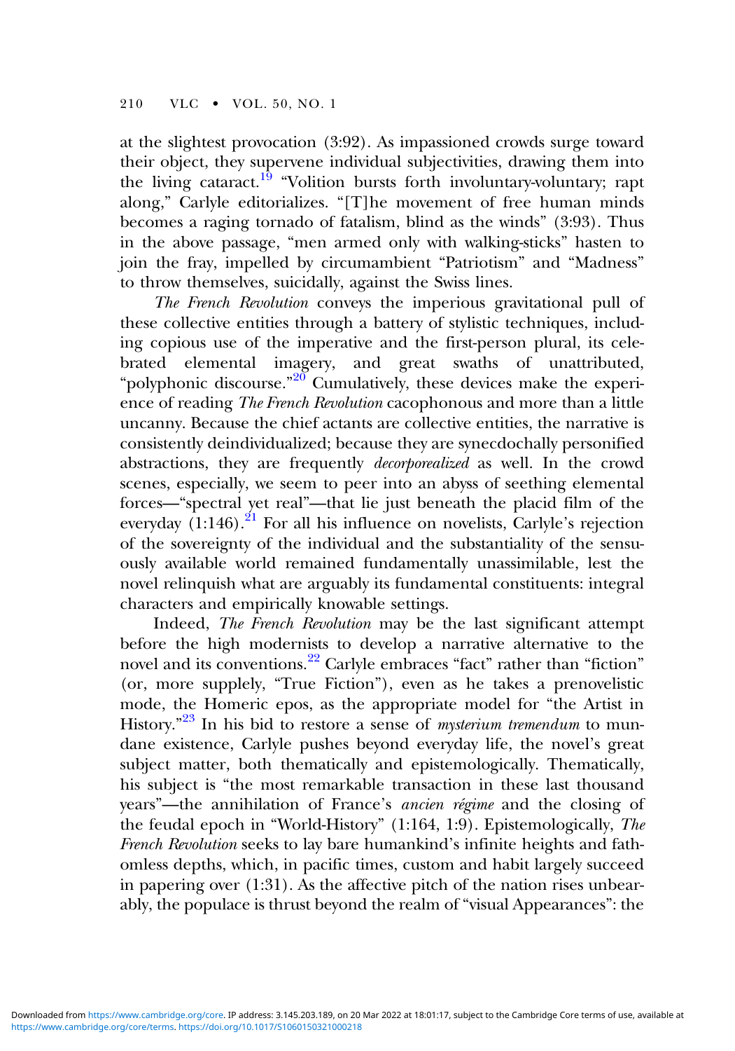at the slightest provocation (3:92). As impassioned crowds surge toward their object, they supervene individual subjectivities, drawing them into the living cataract.[19] "Volition bursts forth involuntary-voluntary; rapt along," Carlyle editorializes. "[T]he movement of free human minds becomes a raging tornado of fatalism, blind as the winds" (3:93). Thus in the above passage, "men armed only with walking-sticks" hasten to join the fray, impelled by circumambient "Patriotism" and "Madness" to throw themselves, suicidally, against the Swiss lines.

*The French Revolution* conveys the imperious gravitational pull of these collective entities through a battery of stylistic techniques, including copious use of the imperative and the first-person plural, its celebrated elemental imagery, and great swaths of unattributed, "polyphonic discourse."[20] Cumulatively, these devices make the experience of reading *The French Revolution* cacophonous and more than a little uncanny. Because the chief actants are collective entities, the narrative is consistently deindividualized; because they are synecdochally personified abstractions, they are frequently *decorporealized* as well. In the crowd scenes, especially, we seem to peer into an abyss of seething elemental forces—"spectral yet real"—that lie just beneath the placid film of the everyday (1:146).[21] For all his influence on novelists, Carlyle's rejection of the sovereignty of the individual and the substantiality of the sensuously available world remained fundamentally unassimilable, lest the novel relinquish what are arguably its fundamental constituents: integral characters and empirically knowable settings.

Indeed, *The French Revolution* may be the last significant attempt before the high modernists to develop a narrative alternative to the novel and its conventions.[22] Carlyle embraces "fact" rather than "fiction" (or, more supplely, "True Fiction"), even as he takes a prenovelistic mode, the Homeric epos, as the appropriate model for "the Artist in History."[23] In his bid to restore a sense of *mysterium tremendum* to mundane existence, Carlyle pushes beyond everyday life, the novel's great subject matter, both thematically and epistemologically. Thematically, his subject is "the most remarkable transaction in these last thousand years"—the annihilation of France's *ancien régime* and the closing of the feudal epoch in "World-History" (1:164, 1:9). Epistemologically, *The French Revolution* seeks to lay bare humankind's infinite heights and fathomless depths, which, in pacific times, custom and habit largely succeed in papering over (1:31). As the affective pitch of the nation rises unbearably, the populace is thrust beyond the realm of "visual Appearances": the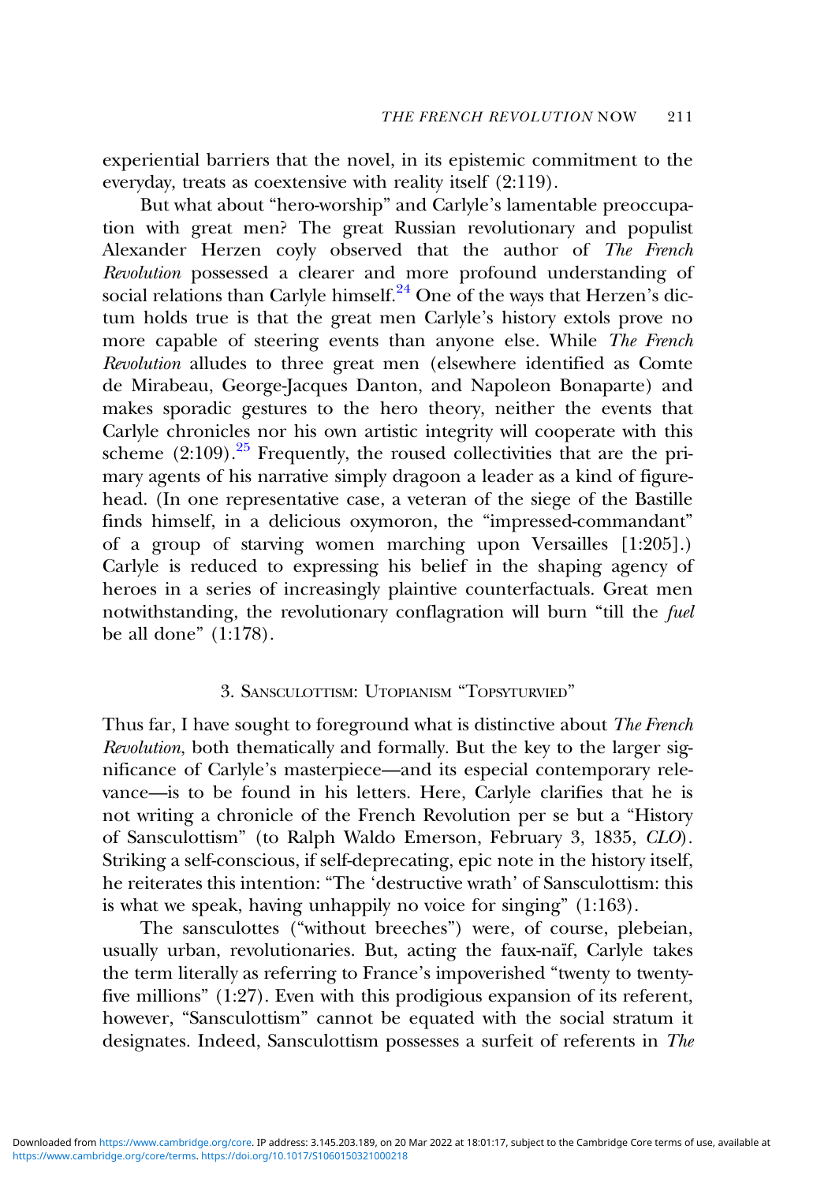experiential barriers that the novel, in its epistemic commitment to the everyday, treats as coextensive with reality itself (2:119).

But what about "hero-worship" and Carlyle's lamentable preoccupation with great men? The great Russian revolutionary and populist Alexander Herzen coyly observed that the author of *The French Revolution* possessed a clearer and more profound understanding of social relations than Carlyle himself.[24] One of the ways that Herzen's dictum holds true is that the great men Carlyle's history extols prove no more capable of steering events than anyone else. While *The French Revolution* alludes to three great men (elsewhere identified as Comte de Mirabeau, George-Jacques Danton, and Napoleon Bonaparte) and makes sporadic gestures to the hero theory, neither the events that Carlyle chronicles nor his own artistic integrity will cooperate with this scheme (2:109).[25] Frequently, the roused collectivities that are the primary agents of his narrative simply dragoon a leader as a kind of figurehead. (In one representative case, a veteran of the siege of the Bastille finds himself, in a delicious oxymoron, the "impressed-commandant" of a group of starving women marching upon Versailles [1:205].) Carlyle is reduced to expressing his belief in the shaping agency of heroes in a series of increasingly plaintive counterfactuals. Great men notwithstanding, the revolutionary conflagration will burn "till the *fuel* be all done" (1:178).

## 3. Sansculottism: Utopianism "Topsyturvied"

Thus far, I have sought to foreground what is distinctive about *The French Revolution*, both thematically and formally. But the key to the larger significance of Carlyle's masterpiece—and its especial contemporary relevance—is to be found in his letters. Here, Carlyle clarifies that he is not writing a chronicle of the French Revolution per se but a "History of Sansculottism" (to Ralph Waldo Emerson, February 3, 1835, *CLO*). Striking a self-conscious, if self-deprecating, epic note in the history itself, he reiterates this intention: "The 'destructive wrath' of Sansculottism: this is what we speak, having unhappily no voice for singing" (1:163).

The sansculottes ("without breeches") were, of course, plebeian, usually urban, revolutionaries. But, acting the faux-naïf, Carlyle takes the term literally as referring to France's impoverished "twenty to twenty-five millions" (1:27). Even with this prodigious expansion of its referent, however, "Sansculottism" cannot be equated with the social stratum it designates. Indeed, Sansculottism possesses a surfeit of referents in *The*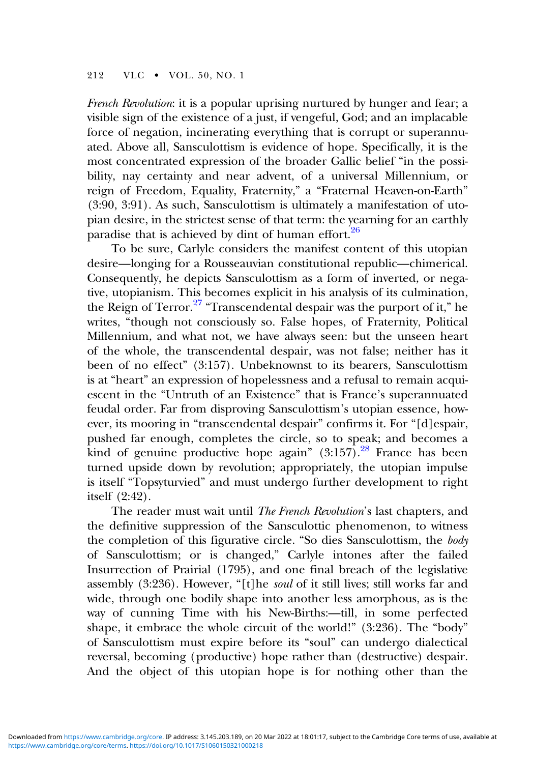*French Revolution*: it is a popular uprising nurtured by hunger and fear; a visible sign of the existence of a just, if vengeful, God; and an implacable force of negation, incinerating everything that is corrupt or superannuated. Above all, Sansculottism is evidence of hope. Specifically, it is the most concentrated expression of the broader Gallic belief "in the possibility, nay certainty and near advent, of a universal Millennium, or reign of Freedom, Equality, Fraternity," a "Fraternal Heaven-on-Earth" (3:90, 3:91). As such, Sansculottism is ultimately a manifestation of utopian desire, in the strictest sense of that term: the yearning for an earthly paradise that is achieved by dint of human effort.[26]

To be sure, Carlyle considers the manifest content of this utopian desire—longing for a Rousseauvian constitutional republic—chimerical. Consequently, he depicts Sansculottism as a form of inverted, or negative, utopianism. This becomes explicit in his analysis of its culmination, the Reign of Terror.[27] "Transcendental despair was the purport of it," he writes, "though not consciously so. False hopes, of Fraternity, Political Millennium, and what not, we have always seen: but the unseen heart of the whole, the transcendental despair, was not false; neither has it been of no effect" (3:157). Unbeknownst to its bearers, Sansculottism is at "heart" an expression of hopelessness and a refusal to remain acquiescent in the "Untruth of an Existence" that is France's superannuated feudal order. Far from disproving Sansculottism's utopian essence, however, its mooring in "transcendental despair" confirms it. For "[d]espair, pushed far enough, completes the circle, so to speak; and becomes a kind of genuine productive hope again" (3:157).[28] France has been turned upside down by revolution; appropriately, the utopian impulse is itself "Topsyturvied" and must undergo further development to right itself (2:42).

The reader must wait until *The French Revolution*'s last chapters, and the definitive suppression of the Sansculottic phenomenon, to witness the completion of this figurative circle. "So dies Sansculottism, the *body* of Sansculottism; or is changed," Carlyle intones after the failed Insurrection of Prairial (1795), and one final breach of the legislative assembly (3:236). However, "[t]he *soul* of it still lives; still works far and wide, through one bodily shape into another less amorphous, as is the way of cunning Time with his New-Births:—till, in some perfected shape, it embrace the whole circuit of the world!" (3:236). The "body" of Sansculottism must expire before its "soul" can undergo dialectical reversal, becoming (productive) hope rather than (destructive) despair. And the object of this utopian hope is for nothing other than the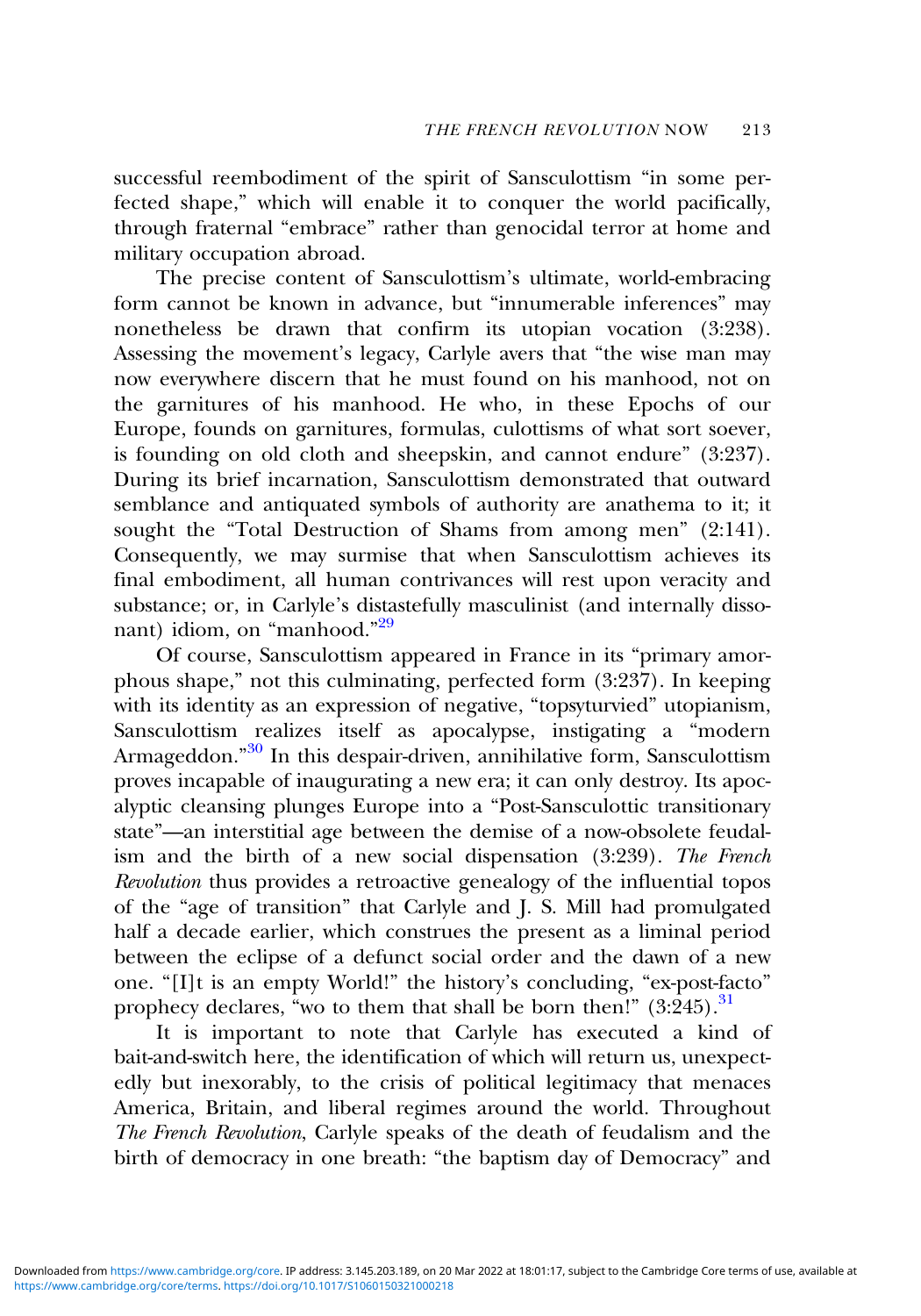successful reembodiment of the spirit of Sansculottism "in some perfected shape," which will enable it to conquer the world pacifically, through fraternal "embrace" rather than genocidal terror at home and military occupation abroad.

The precise content of Sansculottism's ultimate, world-embracing form cannot be known in advance, but "innumerable inferences" may nonetheless be drawn that confirm its utopian vocation (3:238). Assessing the movement's legacy, Carlyle avers that "the wise man may now everywhere discern that he must found on his manhood, not on the garnitures of his manhood. He who, in these Epochs of our Europe, founds on garnitures, formulas, culottisms of what sort soever, is founding on old cloth and sheepskin, and cannot endure" (3:237). During its brief incarnation, Sansculottism demonstrated that outward semblance and antiquated symbols of authority are anathema to it; it sought the "Total Destruction of Shams from among men" (2:141). Consequently, we may surmise that when Sansculottism achieves its final embodiment, all human contrivances will rest upon veracity and substance; or, in Carlyle's distastefully masculinist (and internally dissonant) idiom, on "manhood."[29]

Of course, Sansculottism appeared in France in its "primary amorphous shape," not this culminating, perfected form (3:237). In keeping with its identity as an expression of negative, "topsyturvied" utopianism, Sansculottism realizes itself as apocalypse, instigating a "modern Armageddon."[30] In this despair-driven, annihilative form, Sansculottism proves incapable of inaugurating a new era; it can only destroy. Its apocalyptic cleansing plunges Europe into a "Post-Sansculottic transitionary state"—an interstitial age between the demise of a now-obsolete feudalism and the birth of a new social dispensation (3:239). *The French Revolution* thus provides a retroactive genealogy of the influential topos of the "age of transition" that Carlyle and J. S. Mill had promulgated half a decade earlier, which construes the present as a liminal period between the eclipse of a defunct social order and the dawn of a new one. "[I]t is an empty World!" the history's concluding, "ex-post-facto" prophecy declares, "wo to them that shall be born then!" (3:245).[31]

It is important to note that Carlyle has executed a kind of bait-and-switch here, the identification of which will return us, unexpectedly but inexorably, to the crisis of political legitimacy that menaces America, Britain, and liberal regimes around the world. Throughout *The French Revolution*, Carlyle speaks of the death of feudalism and the birth of democracy in one breath: "the baptism day of Democracy" and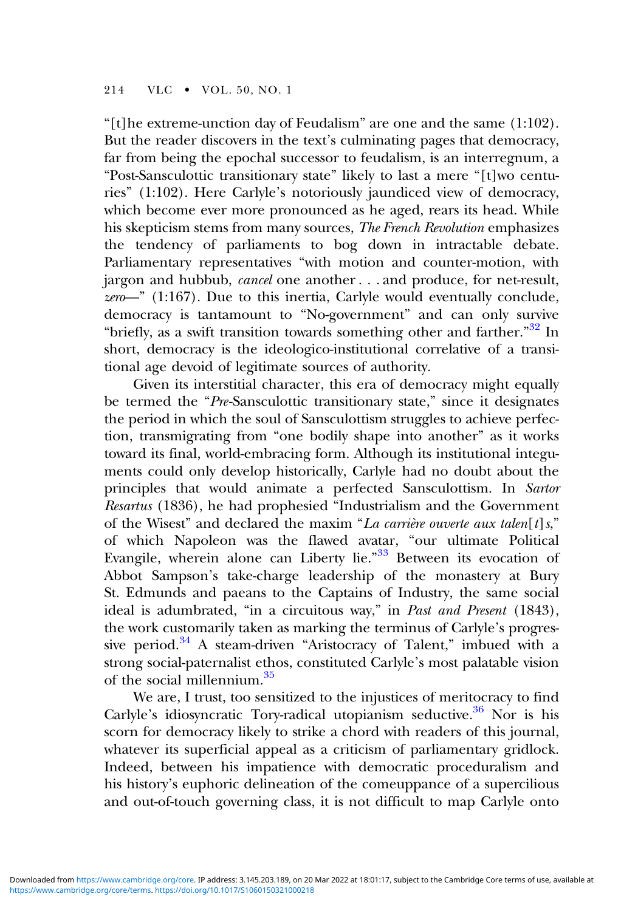"[t]he extreme-unction day of Feudalism" are one and the same (1:102). But the reader discovers in the text's culminating pages that democracy, far from being the epochal successor to feudalism, is an interregnum, a "Post-Sansculottic transitionary state" likely to last a mere "[t]wo centuries" (1:102). Here Carlyle's notoriously jaundiced view of democracy, which become ever more pronounced as he aged, rears its head. While his skepticism stems from many sources, *The French Revolution* emphasizes the tendency of parliaments to bog down in intractable debate. Parliamentary representatives "with motion and counter-motion, with jargon and hubbub, *cancel* one another . . . and produce, for net-result, *zero*—" (1:167). Due to this inertia, Carlyle would eventually conclude, democracy is tantamount to "No-government" and can only survive "briefly, as a swift transition towards something other and farther."[32] In short, democracy is the ideologico-institutional correlative of a transitional age devoid of legitimate sources of authority.

Given its interstitial character, this era of democracy might equally be termed the "*Pre*-Sansculottic transitionary state," since it designates the period in which the soul of Sansculottism struggles to achieve perfection, transmigrating from "one bodily shape into another" as it works toward its final, world-embracing form. Although its institutional integuments could only develop historically, Carlyle had no doubt about the principles that would animate a perfected Sansculottism. In *Sartor Resartus* (1836), he had prophesied "Industrialism and the Government of the Wisest" and declared the maxim "*La carrière ouverte aux talen[t]s*," of which Napoleon was the flawed avatar, "our ultimate Political Evangile, wherein alone can Liberty lie."[33] Between its evocation of Abbot Sampson's take-charge leadership of the monastery at Bury St. Edmunds and paeans to the Captains of Industry, the same social ideal is adumbrated, "in a circuitous way," in *Past and Present* (1843), the work customarily taken as marking the terminus of Carlyle's progressive period.[34] A steam-driven "Aristocracy of Talent," imbued with a strong social-paternalist ethos, constituted Carlyle's most palatable vision of the social millennium.[35]

We are, I trust, too sensitized to the injustices of meritocracy to find Carlyle's idiosyncratic Tory-radical utopianism seductive.[36] Nor is his scorn for democracy likely to strike a chord with readers of this journal, whatever its superficial appeal as a criticism of parliamentary gridlock. Indeed, between his impatience with democratic proceduralism and his history's euphoric delineation of the comeuppance of a supercilious and out-of-touch governing class, it is not difficult to map Carlyle onto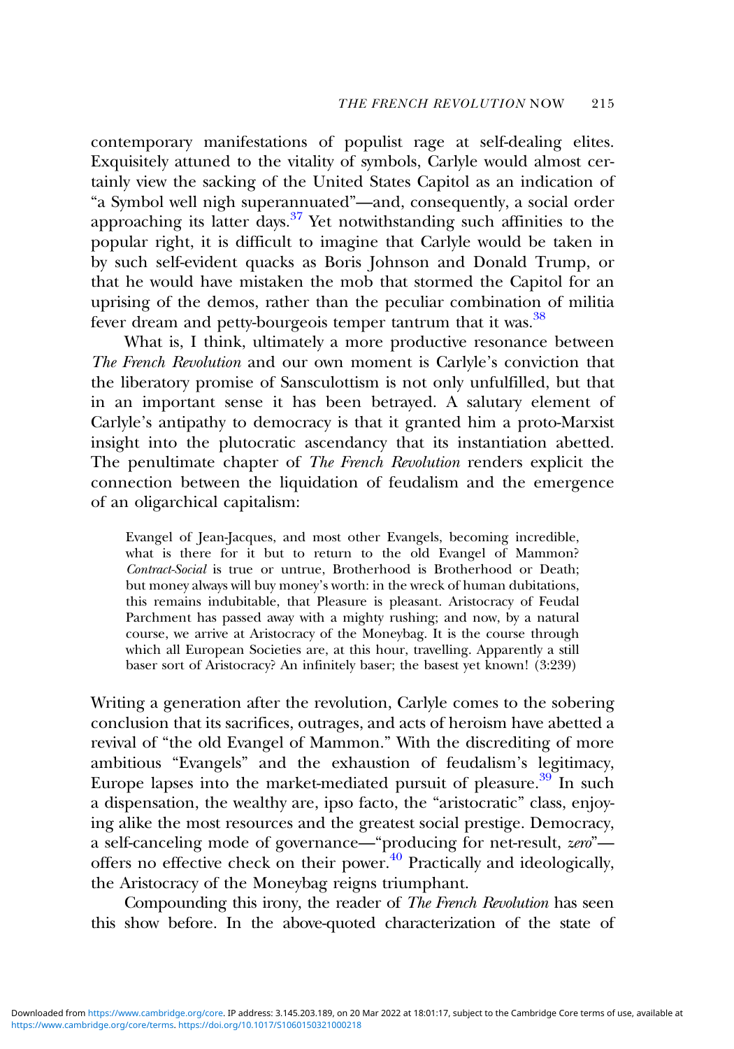contemporary manifestations of populist rage at self-dealing elites. Exquisitely attuned to the vitality of symbols, Carlyle would almost certainly view the sacking of the United States Capitol as an indication of "a Symbol well nigh superannuated"—and, consequently, a social order approaching its latter days.[37] Yet notwithstanding such affinities to the popular right, it is difficult to imagine that Carlyle would be taken in by such self-evident quacks as Boris Johnson and Donald Trump, or that he would have mistaken the mob that stormed the Capitol for an uprising of the demos, rather than the peculiar combination of militia fever dream and petty-bourgeois temper tantrum that it was.[38]

What is, I think, ultimately a more productive resonance between *The French Revolution* and our own moment is Carlyle's conviction that the liberatory promise of Sansculottism is not only unfulfilled, but that in an important sense it has been betrayed. A salutary element of Carlyle's antipathy to democracy is that it granted him a proto-Marxist insight into the plutocratic ascendancy that its instantiation abetted. The penultimate chapter of *The French Revolution* renders explicit the connection between the liquidation of feudalism and the emergence of an oligarchical capitalism:

> Evangel of Jean-Jacques, and most other Evangels, becoming incredible, what is there for it but to return to the old Evangel of Mammon? *Contract-Social* is true or untrue, Brotherhood is Brotherhood or Death; but money always will buy money's worth: in the wreck of human dubitations, this remains indubitable, that Pleasure is pleasant. Aristocracy of Feudal Parchment has passed away with a mighty rushing; and now, by a natural course, we arrive at Aristocracy of the Moneybag. It is the course through which all European Societies are, at this hour, travelling. Apparently a still baser sort of Aristocracy? An infinitely baser; the basest yet known! (3:239)

Writing a generation after the revolution, Carlyle comes to the sobering conclusion that its sacrifices, outrages, and acts of heroism have abetted a revival of "the old Evangel of Mammon." With the discrediting of more ambitious "Evangels" and the exhaustion of feudalism's legitimacy, Europe lapses into the market-mediated pursuit of pleasure.[39] In such a dispensation, the wealthy are, ipso facto, the "aristocratic" class, enjoying alike the most resources and the greatest social prestige. Democracy, a self-canceling mode of governance—"producing for net-result, *zero*"—offers no effective check on their power.[40] Practically and ideologically, the Aristocracy of the Moneybag reigns triumphant.

Compounding this irony, the reader of *The French Revolution* has seen this show before. In the above-quoted characterization of the state of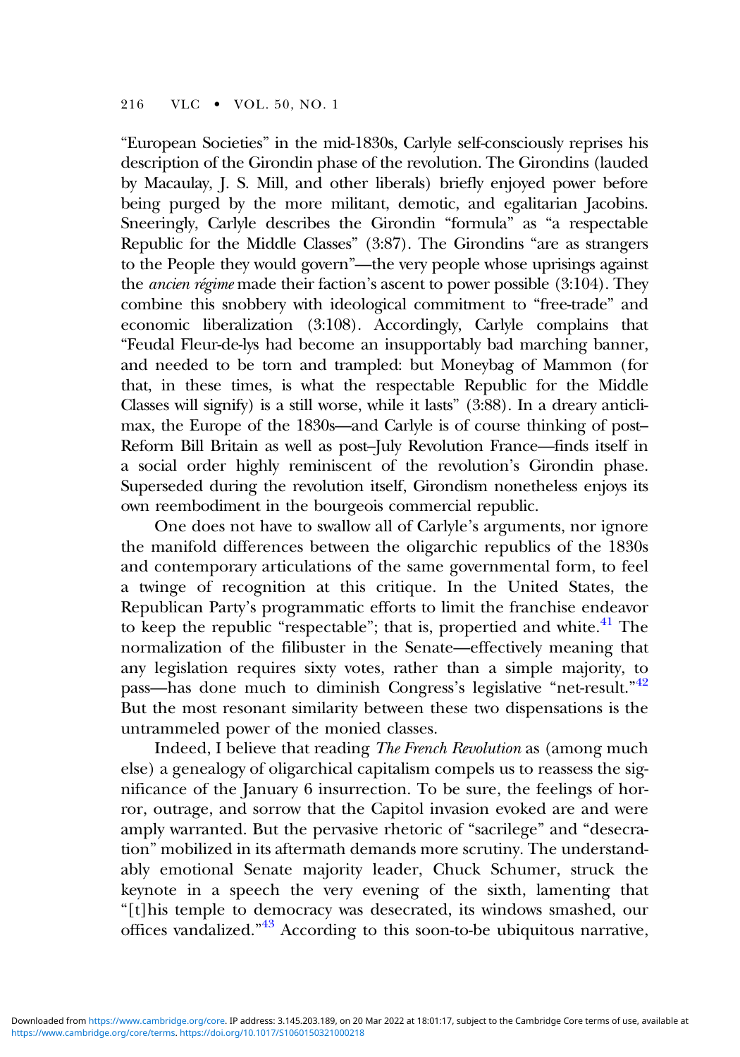"European Societies" in the mid-1830s, Carlyle self-consciously reprises his description of the Girondin phase of the revolution. The Girondins (lauded by Macaulay, J. S. Mill, and other liberals) briefly enjoyed power before being purged by the more militant, demotic, and egalitarian Jacobins. Sneeringly, Carlyle describes the Girondin "formula" as "a respectable Republic for the Middle Classes" (3:87). The Girondins "are as strangers to the People they would govern"—the very people whose uprisings against the *ancien régime* made their faction's ascent to power possible (3:104). They combine this snobbery with ideological commitment to "free-trade" and economic liberalization (3:108). Accordingly, Carlyle complains that "Feudal Fleur-de-lys had become an insupportably bad marching banner, and needed to be torn and trampled: but Moneybag of Mammon (for that, in these times, is what the respectable Republic for the Middle Classes will signify) is a still worse, while it lasts" (3:88). In a dreary anticlimax, the Europe of the 1830s—and Carlyle is of course thinking of post–Reform Bill Britain as well as post–July Revolution France—finds itself in a social order highly reminiscent of the revolution's Girondin phase. Superseded during the revolution itself, Girondism nonetheless enjoys its own reembodiment in the bourgeois commercial republic.

One does not have to swallow all of Carlyle's arguments, nor ignore the manifold differences between the oligarchic republics of the 1830s and contemporary articulations of the same governmental form, to feel a twinge of recognition at this critique. In the United States, the Republican Party's programmatic efforts to limit the franchise endeavor to keep the republic "respectable"; that is, propertied and white.[41] The normalization of the filibuster in the Senate—effectively meaning that any legislation requires sixty votes, rather than a simple majority, to pass—has done much to diminish Congress's legislative "net-result."[42] But the most resonant similarity between these two dispensations is the untrammeled power of the monied classes.

Indeed, I believe that reading *The French Revolution* as (among much else) a genealogy of oligarchical capitalism compels us to reassess the significance of the January 6 insurrection. To be sure, the feelings of horror, outrage, and sorrow that the Capitol invasion evoked are and were amply warranted. But the pervasive rhetoric of "sacrilege" and "desecration" mobilized in its aftermath demands more scrutiny. The understandably emotional Senate majority leader, Chuck Schumer, struck the keynote in a speech the very evening of the sixth, lamenting that "[t]his temple to democracy was desecrated, its windows smashed, our offices vandalized."[43] According to this soon-to-be ubiquitous narrative,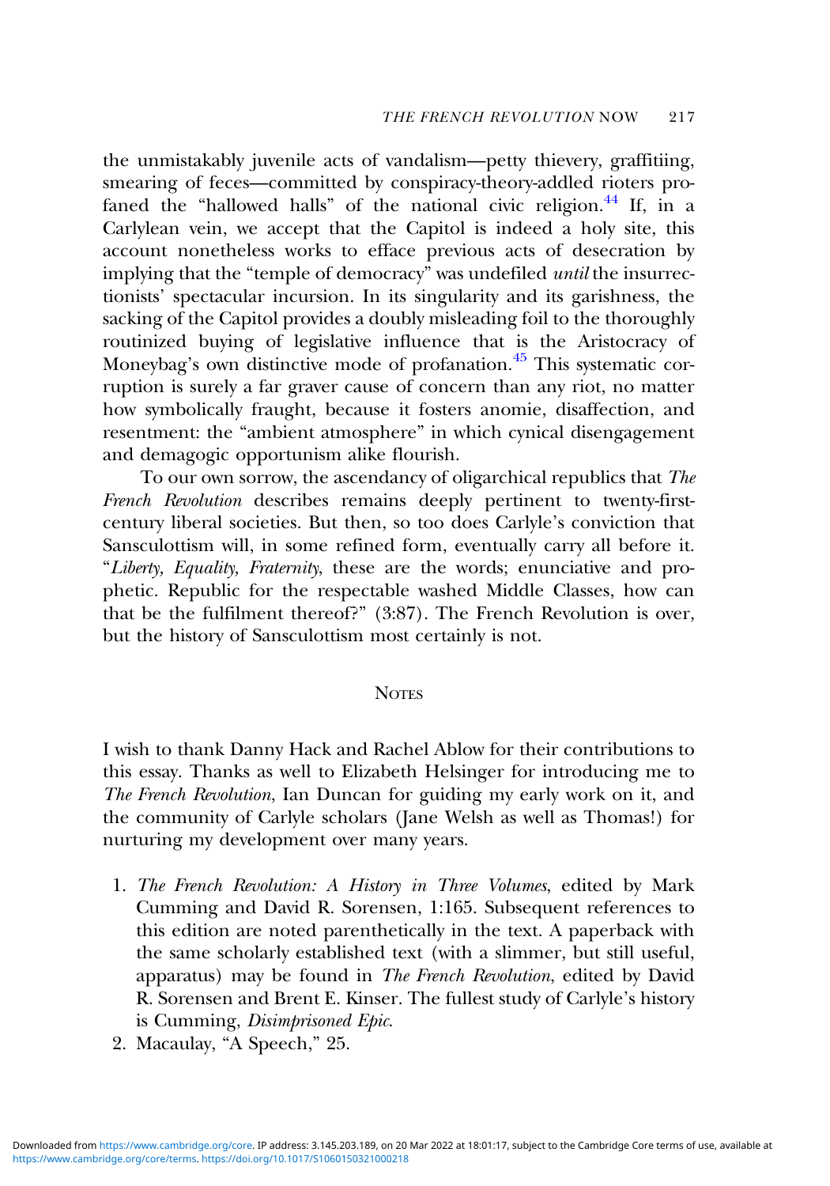the unmistakably juvenile acts of vandalism—petty thievery, graffitiing, smearing of feces—committed by conspiracy-theory-addled rioters profaned the "hallowed halls" of the national civic religion.[44] If, in a Carlylean vein, we accept that the Capitol is indeed a holy site, this account nonetheless works to efface previous acts of desecration by implying that the "temple of democracy" was undefiled *until* the insurrectionists' spectacular incursion. In its singularity and its garishness, the sacking of the Capitol provides a doubly misleading foil to the thoroughly routinized buying of legislative influence that is the Aristocracy of Moneybag's own distinctive mode of profanation.[45] This systematic corruption is surely a far graver cause of concern than any riot, no matter how symbolically fraught, because it fosters anomie, disaffection, and resentment: the "ambient atmosphere" in which cynical disengagement and demagogic opportunism alike flourish.

To our own sorrow, the ascendancy of oligarchical republics that *The French Revolution* describes remains deeply pertinent to twenty-first-century liberal societies. But then, so too does Carlyle's conviction that Sansculottism will, in some refined form, eventually carry all before it. "*Liberty, Equality, Fraternity,* these are the words; enunciative and prophetic. Republic for the respectable washed Middle Classes, how can that be the fulfilment thereof?" (3:87). The French Revolution is over, but the history of Sansculottism most certainly is not.

## Notes

I wish to thank Danny Hack and Rachel Ablow for their contributions to this essay. Thanks as well to Elizabeth Helsinger for introducing me to *The French Revolution*, Ian Duncan for guiding my early work on it, and the community of Carlyle scholars (Jane Welsh as well as Thomas!) for nurturing my development over many years.

1. *The French Revolution: A History in Three Volumes*, edited by Mark Cumming and David R. Sorensen, 1:165. Subsequent references to this edition are noted parenthetically in the text. A paperback with the same scholarly established text (with a slimmer, but still useful, apparatus) may be found in *The French Revolution*, edited by David R. Sorensen and Brent E. Kinser. The fullest study of Carlyle's history is Cumming, *Disimprisoned Epic*.
2. Macaulay, "A Speech," 25.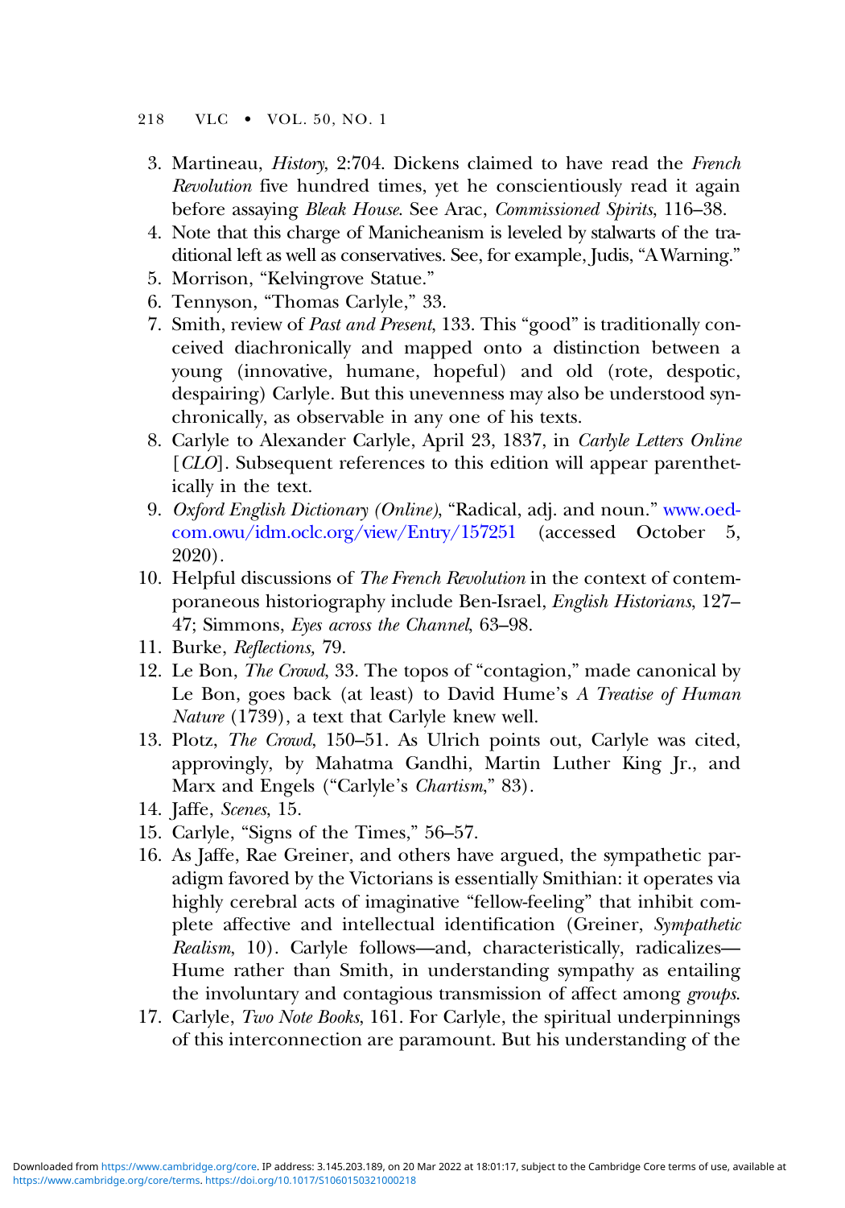3. Martineau, *History*, 2:704. Dickens claimed to have read the *French Revolution* five hundred times, yet he conscientiously read it again before assaying *Bleak House*. See Arac, *Commissioned Spirits*, 116–38.
4. Note that this charge of Manicheanism is leveled by stalwarts of the traditional left as well as conservatives. See, for example, Judis, "A Warning."
5. Morrison, "Kelvingrove Statue."
6. Tennyson, "Thomas Carlyle," 33.
7. Smith, review of *Past and Present*, 133. This "good" is traditionally conceived diachronically and mapped onto a distinction between a young (innovative, humane, hopeful) and old (rote, despotic, despairing) Carlyle. But this unevenness may also be understood synchronically, as observable in any one of his texts.
8. Carlyle to Alexander Carlyle, April 23, 1837, in *Carlyle Letters Online* [*CLO*]. Subsequent references to this edition will appear parenthetically in the text.
9. *Oxford English Dictionary (Online)*, "Radical, adj. and noun." www.oed-com.owu/idm.oclc.org/view/Entry/157251 (accessed October 5, 2020).
10. Helpful discussions of *The French Revolution* in the context of contemporaneous historiography include Ben-Israel, *English Historians*, 127–47; Simmons, *Eyes across the Channel*, 63–98.
11. Burke, *Reflections*, 79.
12. Le Bon, *The Crowd*, 33. The topos of "contagion," made canonical by Le Bon, goes back (at least) to David Hume's *A Treatise of Human Nature* (1739), a text that Carlyle knew well.
13. Plotz, *The Crowd*, 150–51. As Ulrich points out, Carlyle was cited, approvingly, by Mahatma Gandhi, Martin Luther King Jr., and Marx and Engels ("Carlyle's *Chartism*," 83).
14. Jaffe, *Scenes*, 15.
15. Carlyle, "Signs of the Times," 56–57.
16. As Jaffe, Rae Greiner, and others have argued, the sympathetic paradigm favored by the Victorians is essentially Smithian: it operates via highly cerebral acts of imaginative "fellow-feeling" that inhibit complete affective and intellectual identification (Greiner, *Sympathetic Realism*, 10). Carlyle follows—and, characteristically, radicalizes—Hume rather than Smith, in understanding sympathy as entailing the involuntary and contagious transmission of affect among *groups*.
17. Carlyle, *Two Note Books*, 161. For Carlyle, the spiritual underpinnings of this interconnection are paramount. But his understanding of the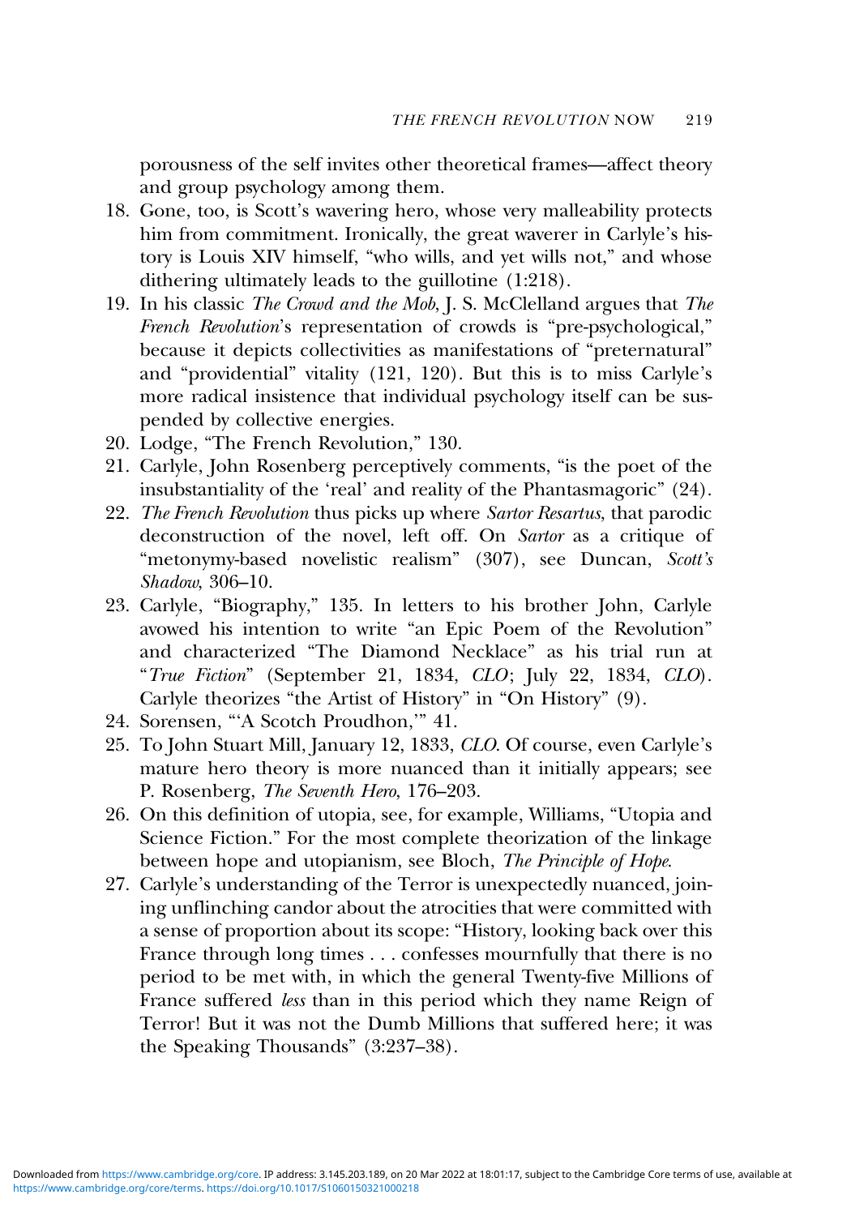porousness of the self invites other theoretical frames—affect theory and group psychology among them.

18. Gone, too, is Scott's wavering hero, whose very malleability protects him from commitment. Ironically, the great waverer in Carlyle's history is Louis XIV himself, "who wills, and yet wills not," and whose dithering ultimately leads to the guillotine (1:218).
19. In his classic *The Crowd and the Mob*, J. S. McClelland argues that *The French Revolution*'s representation of crowds is "pre-psychological," because it depicts collectivities as manifestations of "preternatural" and "providential" vitality (121, 120). But this is to miss Carlyle's more radical insistence that individual psychology itself can be suspended by collective energies.
20. Lodge, "The French Revolution," 130.
21. Carlyle, John Rosenberg perceptively comments, "is the poet of the insubstantiality of the 'real' and reality of the Phantasmagoric" (24).
22. *The French Revolution* thus picks up where *Sartor Resartus*, that parodic deconstruction of the novel, left off. On *Sartor* as a critique of "metonymy-based novelistic realism" (307), see Duncan, *Scott's Shadow*, 306–10.
23. Carlyle, "Biography," 135. In letters to his brother John, Carlyle avowed his intention to write "an Epic Poem of the Revolution" and characterized "The Diamond Necklace" as his trial run at "*True Fiction*" (September 21, 1834, *CLO*; July 22, 1834, *CLO*). Carlyle theorizes "the Artist of History" in "On History" (9).
24. Sorensen, "'A Scotch Proudhon,'" 41.
25. To John Stuart Mill, January 12, 1833, *CLO*. Of course, even Carlyle's mature hero theory is more nuanced than it initially appears; see P. Rosenberg, *The Seventh Hero*, 176–203.
26. On this definition of utopia, see, for example, Williams, "Utopia and Science Fiction." For the most complete theorization of the linkage between hope and utopianism, see Bloch, *The Principle of Hope*.
27. Carlyle's understanding of the Terror is unexpectedly nuanced, joining unflinching candor about the atrocities that were committed with a sense of proportion about its scope: "History, looking back over this France through long times . . . confesses mournfully that there is no period to be met with, in which the general Twenty-five Millions of France suffered *less* than in this period which they name Reign of Terror! But it was not the Dumb Millions that suffered here; it was the Speaking Thousands" (3:237–38).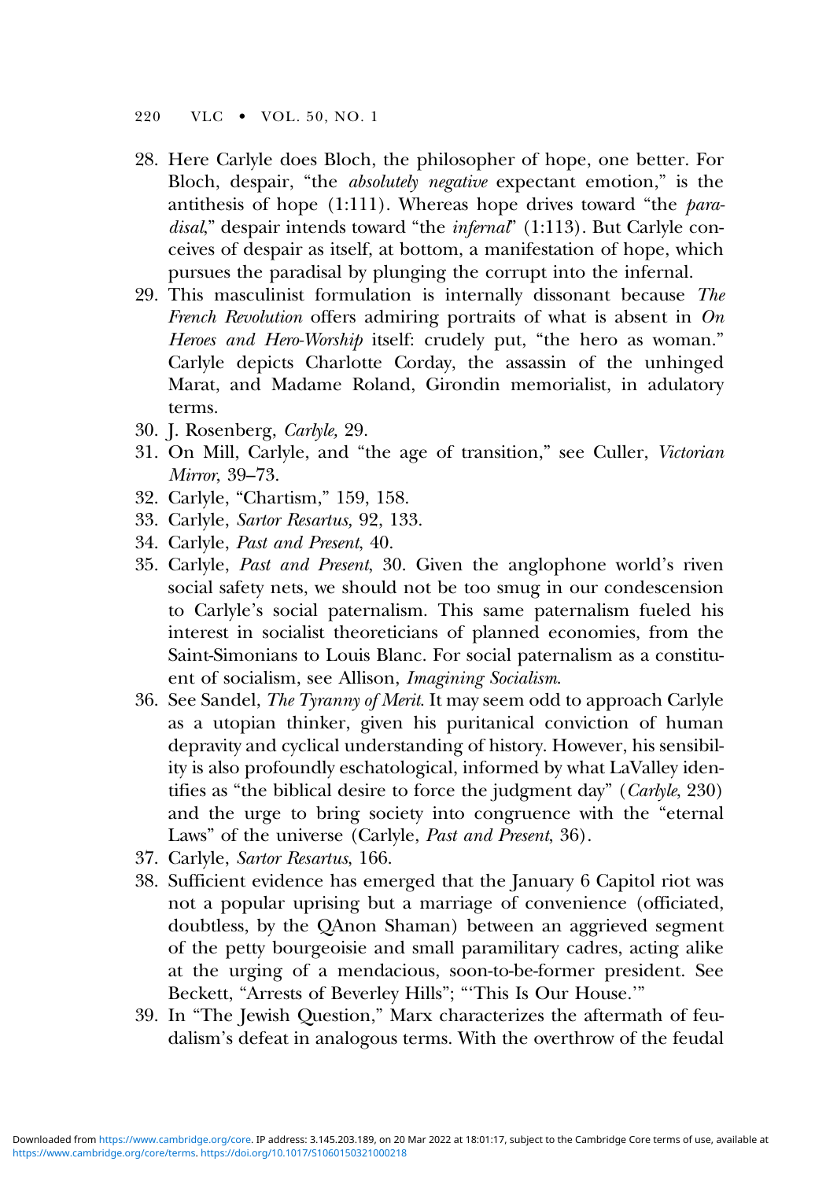28. Here Carlyle does Bloch, the philosopher of hope, one better. For Bloch, despair, "the *absolutely negative* expectant emotion," is the antithesis of hope (1:111). Whereas hope drives toward "the *paradisal*," despair intends toward "the *infernal*" (1:113). But Carlyle conceives of despair as itself, at bottom, a manifestation of hope, which pursues the paradisal by plunging the corrupt into the infernal.
29. This masculinist formulation is internally dissonant because *The French Revolution* offers admiring portraits of what is absent in *On Heroes and Hero-Worship* itself: crudely put, "the hero as woman." Carlyle depicts Charlotte Corday, the assassin of the unhinged Marat, and Madame Roland, Girondin memorialist, in adulatory terms.
30. J. Rosenberg, *Carlyle,* 29.
31. On Mill, Carlyle, and "the age of transition," see Culler, *Victorian Mirror*, 39–73.
32. Carlyle, "Chartism," 159, 158.
33. Carlyle, *Sartor Resartus,* 92, 133.
34. Carlyle, *Past and Present*, 40.
35. Carlyle, *Past and Present*, 30. Given the anglophone world's riven social safety nets, we should not be too smug in our condescension to Carlyle's social paternalism. This same paternalism fueled his interest in socialist theoreticians of planned economies, from the Saint-Simonians to Louis Blanc. For social paternalism as a constituent of socialism, see Allison, *Imagining Socialism*.
36. See Sandel, *The Tyranny of Merit*. It may seem odd to approach Carlyle as a utopian thinker, given his puritanical conviction of human depravity and cyclical understanding of history. However, his sensibility is also profoundly eschatological, informed by what LaValley identifies as "the biblical desire to force the judgment day" (*Carlyle*, 230) and the urge to bring society into congruence with the "eternal Laws" of the universe (Carlyle, *Past and Present*, 36).
37. Carlyle, *Sartor Resartus*, 166.
38. Sufficient evidence has emerged that the January 6 Capitol riot was not a popular uprising but a marriage of convenience (officiated, doubtless, by the QAnon Shaman) between an aggrieved segment of the petty bourgeoisie and small paramilitary cadres, acting alike at the urging of a mendacious, soon-to-be-former president. See Beckett, "Arrests of Beverley Hills"; "'This Is Our House.'"
39. In "The Jewish Question," Marx characterizes the aftermath of feudalism's defeat in analogous terms. With the overthrow of the feudal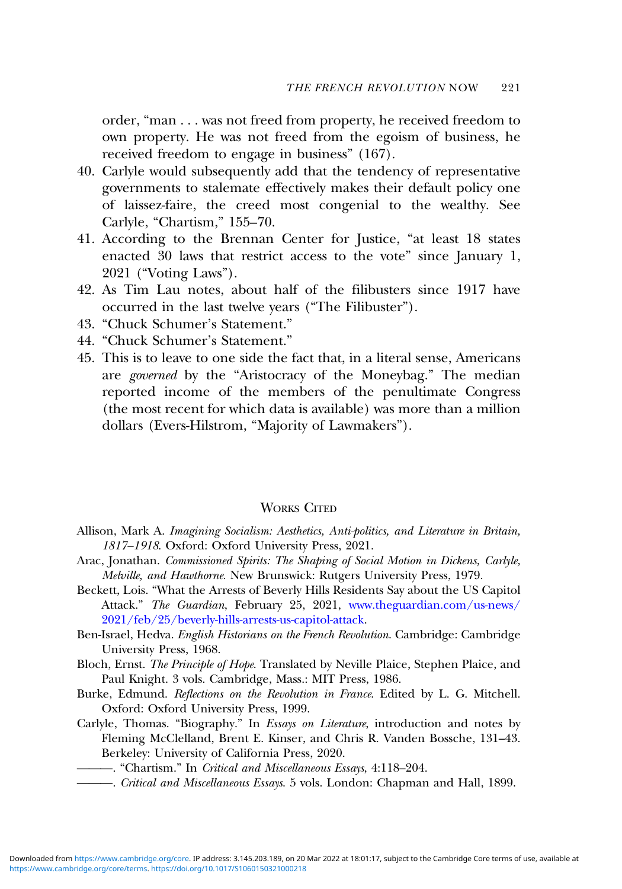order, "man . . . was not freed from property, he received freedom to own property. He was not freed from the egoism of business, he received freedom to engage in business" (167).

40. Carlyle would subsequently add that the tendency of representative governments to stalemate effectively makes their default policy one of laissez-faire, the creed most congenial to the wealthy. See Carlyle, "Chartism," 155–70.
41. According to the Brennan Center for Justice, "at least 18 states enacted 30 laws that restrict access to the vote" since January 1, 2021 ("Voting Laws").
42. As Tim Lau notes, about half of the filibusters since 1917 have occurred in the last twelve years ("The Filibuster").
43. "Chuck Schumer's Statement."
44. "Chuck Schumer's Statement."
45. This is to leave to one side the fact that, in a literal sense, Americans are *governed* by the "Aristocracy of the Moneybag." The median reported income of the members of the penultimate Congress (the most recent for which data is available) was more than a million dollars (Evers-Hilstrom, "Majority of Lawmakers").

## Works Cited

Allison, Mark A. *Imagining Socialism: Aesthetics, Anti-politics, and Literature in Britain, 1817–1918*. Oxford: Oxford University Press, 2021.

Arac, Jonathan. *Commissioned Spirits: The Shaping of Social Motion in Dickens, Carlyle, Melville, and Hawthorne*. New Brunswick: Rutgers University Press, 1979.

Beckett, Lois. "What the Arrests of Beverly Hills Residents Say about the US Capitol Attack." *The Guardian*, February 25, 2021, www.theguardian.com/us-news/2021/feb/25/beverly-hills-arrests-us-capitol-attack.

Ben-Israel, Hedva. *English Historians on the French Revolution*. Cambridge: Cambridge University Press, 1968.

Bloch, Ernst. *The Principle of Hope*. Translated by Neville Plaice, Stephen Plaice, and Paul Knight. 3 vols. Cambridge, Mass.: MIT Press, 1986.

Burke, Edmund. *Reflections on the Revolution in France*. Edited by L. G. Mitchell. Oxford: Oxford University Press, 1999.

Carlyle, Thomas. "Biography." In *Essays on Literature*, introduction and notes by Fleming McClelland, Brent E. Kinser, and Chris R. Vanden Bossche, 131–43. Berkeley: University of California Press, 2020.

———. "Chartism." In *Critical and Miscellaneous Essays*, 4:118–204.

———. *Critical and Miscellaneous Essays*. 5 vols. London: Chapman and Hall, 1899.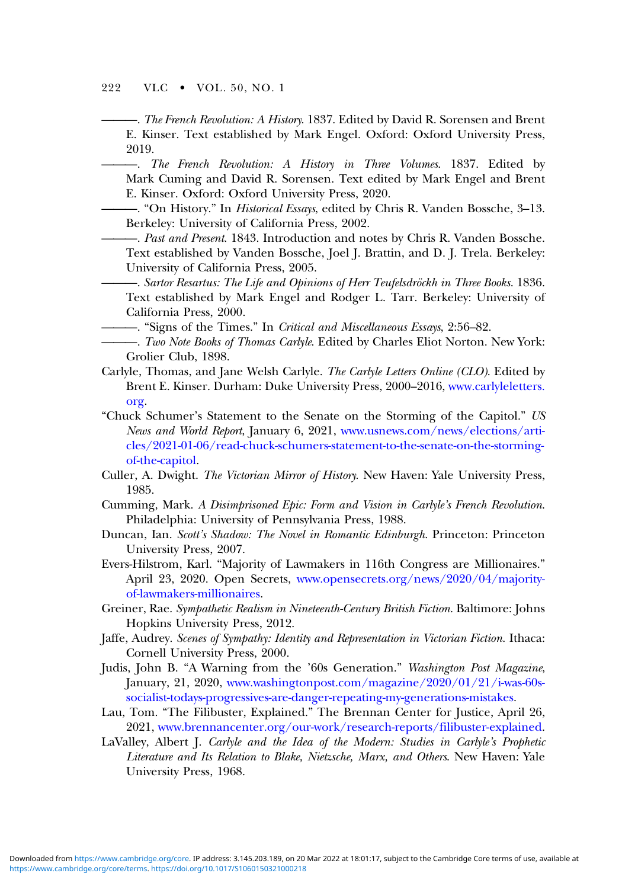———. *The French Revolution: A History*. 1837. Edited by David R. Sorensen and Brent E. Kinser. Text established by Mark Engel. Oxford: Oxford University Press, 2019.

———. *The French Revolution: A History in Three Volumes*. 1837. Edited by Mark Cuming and David R. Sorensen. Text edited by Mark Engel and Brent E. Kinser. Oxford: Oxford University Press, 2020.

———. "On History." In *Historical Essays*, edited by Chris R. Vanden Bossche, 3–13. Berkeley: University of California Press, 2002.

———. *Past and Present*. 1843. Introduction and notes by Chris R. Vanden Bossche. Text established by Vanden Bossche, Joel J. Brattin, and D. J. Trela. Berkeley: University of California Press, 2005.

———. *Sartor Resartus: The Life and Opinions of Herr Teufelsdröckh in Three Books*. 1836. Text established by Mark Engel and Rodger L. Tarr. Berkeley: University of California Press, 2000.

———. "Signs of the Times." In *Critical and Miscellaneous Essays*, 2:56–82.

———. *Two Note Books of Thomas Carlyle*. Edited by Charles Eliot Norton. New York: Grolier Club, 1898.

Carlyle, Thomas, and Jane Welsh Carlyle. *The Carlyle Letters Online (CLO)*. Edited by Brent E. Kinser. Durham: Duke University Press, 2000–2016, www.carlyleletters.org.

"Chuck Schumer's Statement to the Senate on the Storming of the Capitol." *US News and World Report*, January 6, 2021, www.usnews.com/news/elections/articles/2021-01-06/read-chuck-schumers-statement-to-the-senate-on-the-storming-of-the-capitol.

Culler, A. Dwight. *The Victorian Mirror of History*. New Haven: Yale University Press, 1985.

Cumming, Mark. *A Disimprisoned Epic: Form and Vision in Carlyle's French Revolution*. Philadelphia: University of Pennsylvania Press, 1988.

Duncan, Ian. *Scott's Shadow: The Novel in Romantic Edinburgh*. Princeton: Princeton University Press, 2007.

Evers-Hilstrom, Karl. "Majority of Lawmakers in 116th Congress are Millionaires." April 23, 2020. Open Secrets, www.opensecrets.org/news/2020/04/majority-of-lawmakers-millionaires.

Greiner, Rae. *Sympathetic Realism in Nineteenth-Century British Fiction*. Baltimore: Johns Hopkins University Press, 2012.

Jaffe, Audrey. *Scenes of Sympathy: Identity and Representation in Victorian Fiction*. Ithaca: Cornell University Press, 2000.

Judis, John B. "A Warning from the '60s Generation." *Washington Post Magazine*, January, 21, 2020, www.washingtonpost.com/magazine/2020/01/21/i-was-60s-socialist-todays-progressives-are-danger-repeating-my-generations-mistakes.

Lau, Tom. "The Filibuster, Explained." The Brennan Center for Justice, April 26, 2021, www.brennancenter.org/our-work/research-reports/filibuster-explained.

LaValley, Albert J. *Carlyle and the Idea of the Modern: Studies in Carlyle's Prophetic Literature and Its Relation to Blake, Nietzsche, Marx, and Others*. New Haven: Yale University Press, 1968.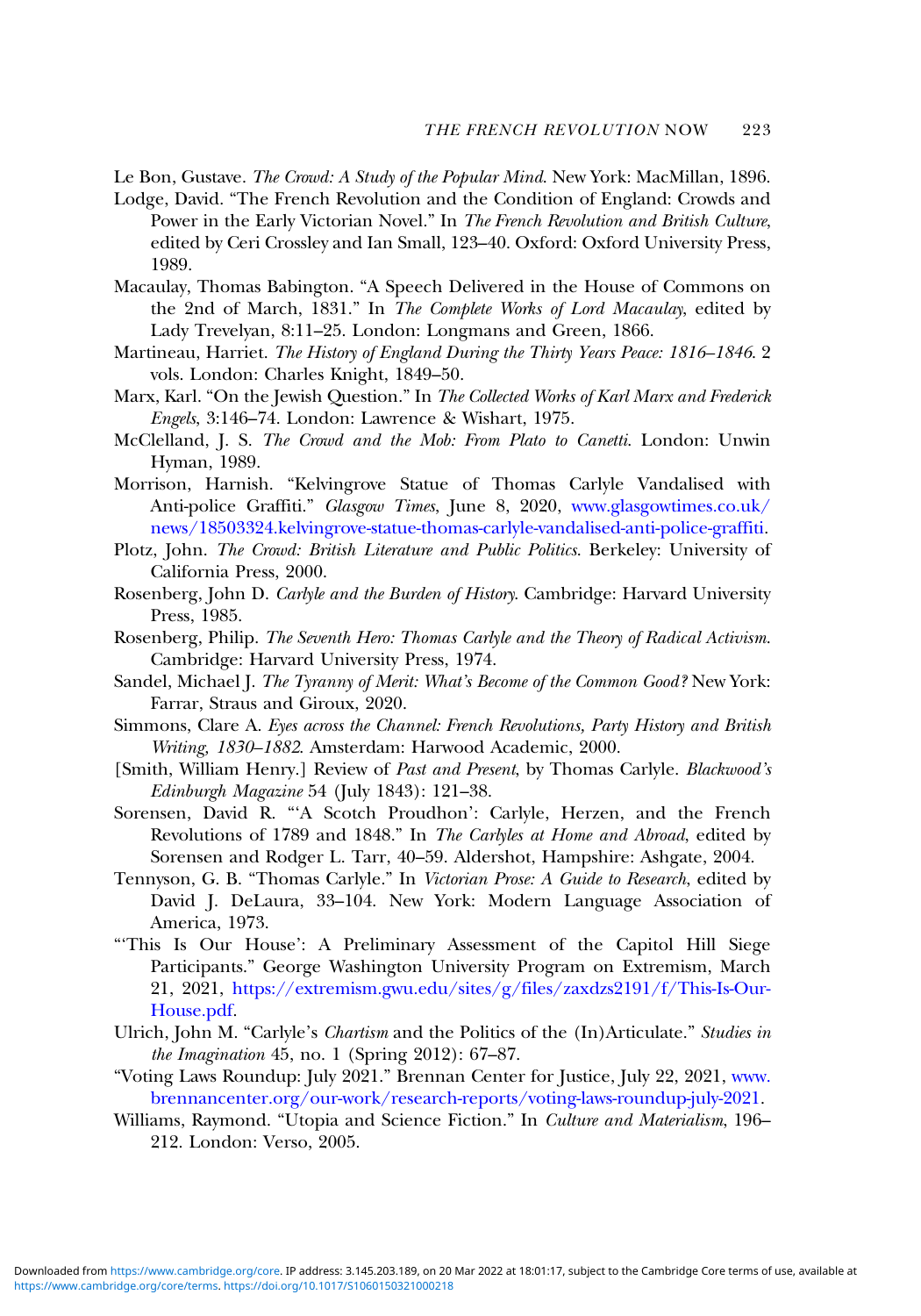Le Bon, Gustave. *The Crowd: A Study of the Popular Mind*. New York: MacMillan, 1896.

Lodge, David. "The French Revolution and the Condition of England: Crowds and Power in the Early Victorian Novel." In *The French Revolution and British Culture*, edited by Ceri Crossley and Ian Small, 123–40. Oxford: Oxford University Press, 1989.

Macaulay, Thomas Babington. "A Speech Delivered in the House of Commons on the 2nd of March, 1831." In *The Complete Works of Lord Macaulay*, edited by Lady Trevelyan, 8:11–25. London: Longmans and Green, 1866.

Martineau, Harriet. *The History of England During the Thirty Years Peace: 1816–1846*. 2 vols. London: Charles Knight, 1849–50.

Marx, Karl. "On the Jewish Question." In *The Collected Works of Karl Marx and Frederick Engels*, 3:146–74. London: Lawrence & Wishart, 1975.

McClelland, J. S. *The Crowd and the Mob: From Plato to Canetti*. London: Unwin Hyman, 1989.

Morrison, Harnish. "Kelvingrove Statue of Thomas Carlyle Vandalised with Anti-police Graffiti." *Glasgow Times*, June 8, 2020, www.glasgowtimes.co.uk/news/18503324.kelvingrove-statue-thomas-carlyle-vandalised-anti-police-graffiti.

Plotz, John. *The Crowd: British Literature and Public Politics*. Berkeley: University of California Press, 2000.

Rosenberg, John D. *Carlyle and the Burden of History*. Cambridge: Harvard University Press, 1985.

Rosenberg, Philip. *The Seventh Hero: Thomas Carlyle and the Theory of Radical Activism*. Cambridge: Harvard University Press, 1974.

Sandel, Michael J. *The Tyranny of Merit: What's Become of the Common Good?* New York: Farrar, Straus and Giroux, 2020.

Simmons, Clare A. *Eyes across the Channel: French Revolutions, Party History and British Writing, 1830–1882*. Amsterdam: Harwood Academic, 2000.

[Smith, William Henry.] Review of *Past and Present*, by Thomas Carlyle. *Blackwood's Edinburgh Magazine* 54 (July 1843): 121–38.

Sorensen, David R. "'A Scotch Proudhon': Carlyle, Herzen, and the French Revolutions of 1789 and 1848." In *The Carlyles at Home and Abroad*, edited by Sorensen and Rodger L. Tarr, 40–59. Aldershot, Hampshire: Ashgate, 2004.

Tennyson, G. B. "Thomas Carlyle." In *Victorian Prose: A Guide to Research*, edited by David J. DeLaura, 33–104. New York: Modern Language Association of America, 1973.

"'This Is Our House': A Preliminary Assessment of the Capitol Hill Siege Participants." George Washington University Program on Extremism, March 21, 2021, https://extremism.gwu.edu/sites/g/files/zaxdzs2191/f/This-Is-Our-House.pdf.

Ulrich, John M. "Carlyle's *Chartism* and the Politics of the (In)Articulate." *Studies in the Imagination* 45, no. 1 (Spring 2012): 67–87.

"Voting Laws Roundup: July 2021." Brennan Center for Justice, July 22, 2021, www.brennancenter.org/our-work/research-reports/voting-laws-roundup-july-2021.

Williams, Raymond. "Utopia and Science Fiction." In *Culture and Materialism*, 196–212. London: Verso, 2005.